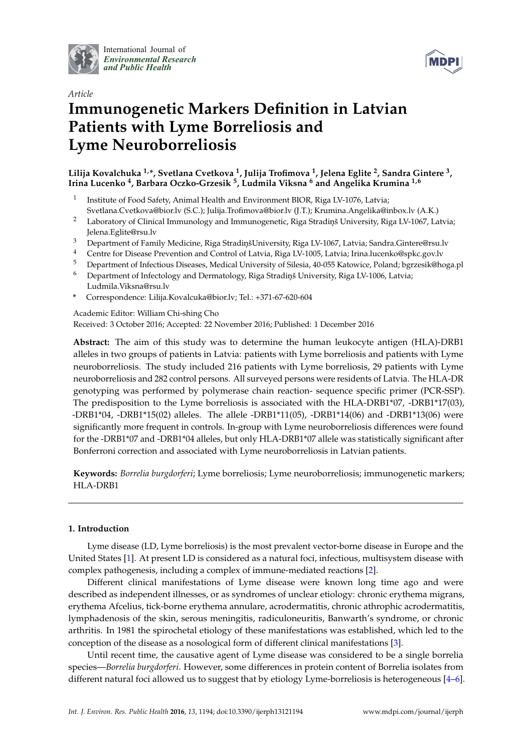International Journal of *Environmental Research and Public Health*

*Article*

# Immunogenetic Markers Definition in Latvian Patients with Lyme Borreliosis and Lyme Neuroborreliosis

**Lilija Kovalchuka [1,*], Svetlana Cvetkova [1], Julija Trofimova [1], Jelena Eglite [2], Sandra Gintere [3], Irina Lucenko [4], Barbara Oczko-Grzesik [5], Ludmila Viksna [6] and Angelika Krumina [1,6]**

1. Institute of Food Safety, Animal Health and Environment BIOR, Riga LV-1076, Latvia; Svetlana.Cvetkova@bior.lv (S.C.); Julija.Trofimova@bior.lv (J.T.); Krumina.Angelika@inbox.lv (A.K.)
2. Laboratory of Clinical Immunology and Immunogenetic, Riga Stradiņš University, Riga LV-1067, Latvia; Jelena.Eglite@rsu.lv
3. Department of Family Medicine, Riga StradiņšUniversity, Riga LV-1067, Latvia; Sandra.Gintere@rsu.lv
4. Centre for Disease Prevention and Control of Latvia, Riga LV-1005, Latvia; Irina.lucenko@spkc.gov.lv
5. Department of Infectious Diseases, Medical University of Silesia, 40-055 Katowice, Poland; bgrzesik@hoga.pl
6. Department of Infectology and Dermatology, Riga Stradiņš University, Riga LV-1006, Latvia; Ludmila.Viksna@rsu.lv

\* Correspondence: Lilija.Kovalcuka@bior.lv; Tel.: +371-67-620-604

Academic Editor: William Chi-shing Cho

Received: 3 October 2016; Accepted: 22 November 2016; Published: 1 December 2016

**Abstract:** The aim of this study was to determine the human leukocyte antigen (HLA)-DRB1 alleles in two groups of patients in Latvia: patients with Lyme borreliosis and patients with Lyme neuroborreliosis. The study included 216 patients with Lyme borreliosis, 29 patients with Lyme neuroborreliosis and 282 control persons. All surveyed persons were residents of Latvia. The HLA-DR genotyping was performed by polymerase chain reaction- sequence specific primer (PCR-SSP). The predisposition to the Lyme borreliosis is associated with the HLA-DRB1*07, -DRB1*17(03), -DRB1*04, -DRB1*15(02) alleles. The allele -DRB1*11(05), -DRB1*14(06) and -DRB1*13(06) were significantly more frequent in controls. In-group with Lyme neuroborreliosis differences were found for the -DRB1*07 and -DRB1*04 alleles, but only HLA-DRB1*07 allele was statistically significant after Bonferroni correction and associated with Lyme neuroborreliosis in Latvian patients.

**Keywords:** *Borrelia burgdorferi*; Lyme borreliosis; Lyme neuroborreliosis; immunogenetic markers; HLA-DRB1

## 1. Introduction

Lyme disease (LD, Lyme borreliosis) is the most prevalent vector-borne disease in Europe and the United States [1]. At present LD is considered as a natural foci, infectious, multisystem disease with complex pathogenesis, including a complex of immune-mediated reactions [2].

Different clinical manifestations of Lyme disease were known long time ago and were described as independent illnesses, or as syndromes of unclear etiology: chronic erythema migrans, erythema Afcelius, tick-borne erythema annulare, acrodermatitis, chronic athrophic acrodermatitis, lymphadenosis of the skin, serous meningitis, radiculoneuritis, Banwarth's syndrome, or chronic arthritis. In 1981 the spirochetal etiology of these manifestations was established, which led to the conception of the disease as a nosological form of different clinical manifestations [3].

Until recent time, the causative agent of Lyme disease was considered to be a single borrelia species—*Borrelia burgdorferi*. However, some differences in protein content of Borrelia isolates from different natural foci allowed us to suggest that by etiology Lyme-borreliosis is heterogeneous [4–6].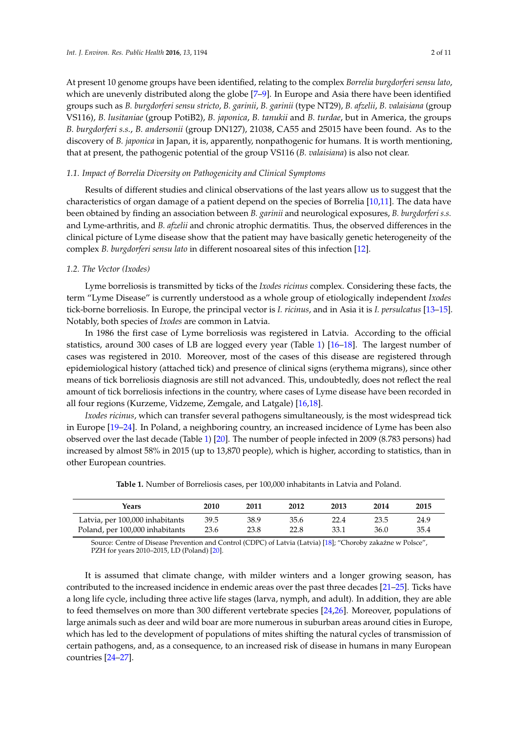At present 10 genome groups have been identified, relating to the complex *Borrelia burgdorferi sensu lato*, which are unevenly distributed along the globe [7–9]. In Europe and Asia there have been identified groups such as *B. burgdorferi sensu stricto*, *B. garinii*, *B. garinii* (type NT29), *B. afzelii*, *B. valaisiana* (group VS116), *B. lusitaniae* (group PotiB2), *B. japonica*, *B. tanukii* and *B. turdae*, but in America, the groups *B. burgdorferi s.s.*, *B. andersonii* (group DN127), 21038, CA55 and 25015 have been found. As to the discovery of *B. japonica* in Japan, it is, apparently, nonpathogenic for humans. It is worth mentioning, that at present, the pathogenic potential of the group VS116 (*B. valaisiana*) is also not clear.

### 1.1. Impact of Borrelia Diversity on Pathogenicity and Clinical Symptoms

Results of different studies and clinical observations of the last years allow us to suggest that the characteristics of organ damage of a patient depend on the species of Borrelia [10,11]. The data have been obtained by finding an association between *B. garinii* and neurological exposures, *B. burgdorferi s.s.* and Lyme-arthritis, and *B. afzelii* and chronic atrophic dermatitis. Thus, the observed differences in the clinical picture of Lyme disease show that the patient may have basically genetic heterogeneity of the complex *B. burgdorferi sensu lato* in different nosoareal sites of this infection [12].

### 1.2. The Vector (Ixodes)

Lyme borreliosis is transmitted by ticks of the *Ixodes ricinus* complex. Considering these facts, the term "Lyme Disease" is currently understood as a whole group of etiologically independent *Ixodes* tick-borne borreliosis. In Europe, the principal vector is *I. ricinus*, and in Asia it is *I. persulcatus* [13–15]. Notably, both species of *Ixodes* are common in Latvia.

In 1986 the first case of Lyme borreliosis was registered in Latvia. According to the official statistics, around 300 cases of LB are logged every year (Table 1) [16–18]. The largest number of cases was registered in 2010. Moreover, most of the cases of this disease are registered through epidemiological history (attached tick) and presence of clinical signs (erythema migrans), since other means of tick borreliosis diagnosis are still not advanced. This, undoubtedly, does not reflect the real amount of tick borreliosis infections in the country, where cases of Lyme disease have been recorded in all four regions (Kurzeme, Vidzeme, Zemgale, and Latgale) [16,18].

*Ixodes ricinus*, which can transfer several pathogens simultaneously, is the most widespread tick in Europe [19–24]. In Poland, a neighboring country, an increased incidence of Lyme has been also observed over the last decade (Table 1) [20]. The number of people infected in 2009 (8.783 persons) had increased by almost 58% in 2015 (up to 13,870 people), which is higher, according to statistics, than in other European countries.

**Table 1.** Number of Borreliosis cases, per 100,000 inhabitants in Latvia and Poland.

| Years | 2010 | 2011 | 2012 | 2013 | 2014 | 2015 |
|---|---|---|---|---|---|---|
| Latvia, per 100,000 inhabitants | 39.5 | 38.9 | 35.6 | 22.4 | 23.5 | 24.9 |
| Poland, per 100,000 inhabitants | 23.6 | 23.8 | 22.8 | 33.1 | 36.0 | 35.4 |

Source: Centre of Disease Prevention and Control (CDPC) of Latvia (Latvia) [18]; "Choroby zakaźne w Polsce", PZH for years 2010–2015, LD (Poland) [20].

It is assumed that climate change, with milder winters and a longer growing season, has contributed to the increased incidence in endemic areas over the past three decades [21–25]. Ticks have a long life cycle, including three active life stages (larva, nymph, and adult). In addition, they are able to feed themselves on more than 300 different vertebrate species [24,26]. Moreover, populations of large animals such as deer and wild boar are more numerous in suburban areas around cities in Europe, which has led to the development of populations of mites shifting the natural cycles of transmission of certain pathogens, and, as a consequence, to an increased risk of disease in humans in many European countries [24–27].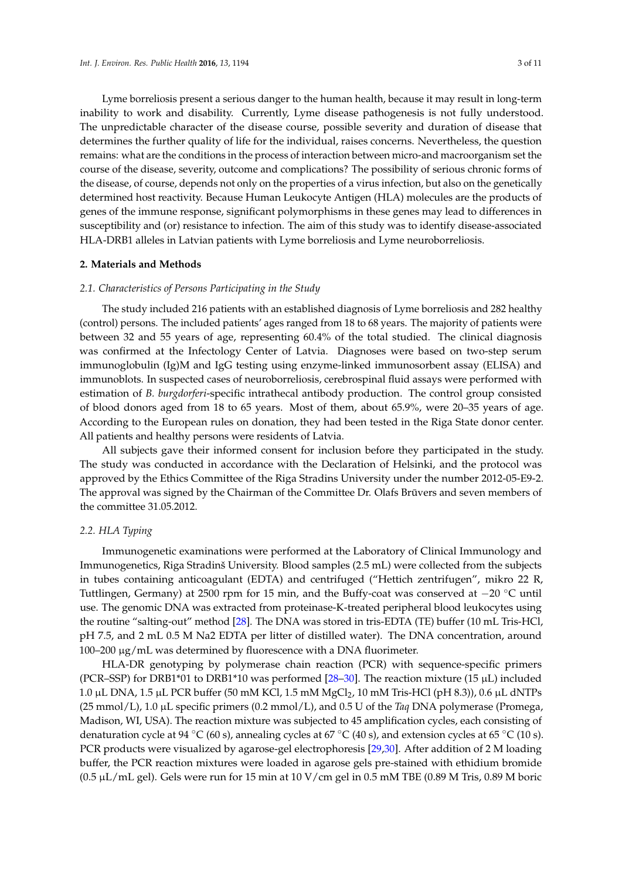Lyme borreliosis present a serious danger to the human health, because it may result in long-term inability to work and disability. Currently, Lyme disease pathogenesis is not fully understood. The unpredictable character of the disease course, possible severity and duration of disease that determines the further quality of life for the individual, raises concerns. Nevertheless, the question remains: what are the conditions in the process of interaction between micro-and macroorganism set the course of the disease, severity, outcome and complications? The possibility of serious chronic forms of the disease, of course, depends not only on the properties of a virus infection, but also on the genetically determined host reactivity. Because Human Leukocyte Antigen (HLA) molecules are the products of genes of the immune response, significant polymorphisms in these genes may lead to differences in susceptibility and (or) resistance to infection. The aim of this study was to identify disease-associated HLA-DRB1 alleles in Latvian patients with Lyme borreliosis and Lyme neuroborreliosis.

## 2. Materials and Methods

### 2.1. Characteristics of Persons Participating in the Study

The study included 216 patients with an established diagnosis of Lyme borreliosis and 282 healthy (control) persons. The included patients' ages ranged from 18 to 68 years. The majority of patients were between 32 and 55 years of age, representing 60.4% of the total studied. The clinical diagnosis was confirmed at the Infectology Center of Latvia. Diagnoses were based on two-step serum immunoglobulin (Ig)M and IgG testing using enzyme-linked immunosorbent assay (ELISA) and immunoblots. In suspected cases of neuroborreliosis, cerebrospinal fluid assays were performed with estimation of *B. burgdorferi*-specific intrathecal antibody production. The control group consisted of blood donors aged from 18 to 65 years. Most of them, about 65.9%, were 20–35 years of age. According to the European rules on donation, they had been tested in the Riga State donor center. All patients and healthy persons were residents of Latvia.

All subjects gave their informed consent for inclusion before they participated in the study. The study was conducted in accordance with the Declaration of Helsinki, and the protocol was approved by the Ethics Committee of the Riga Stradins University under the number 2012-05-E9-2. The approval was signed by the Chairman of the Committee Dr. Olafs Brūvers and seven members of the committee 31.05.2012.

### 2.2. HLA Typing

Immunogenetic examinations were performed at the Laboratory of Clinical Immunology and Immunogenetics, Riga Stradinš University. Blood samples (2.5 mL) were collected from the subjects in tubes containing anticoagulant (EDTA) and centrifuged ("Hettich zentrifugen", mikro 22 R, Tuttlingen, Germany) at 2500 rpm for 15 min, and the Buffy-coat was conserved at −20 °C until use. The genomic DNA was extracted from proteinase-K-treated peripheral blood leukocytes using the routine "salting-out" method [28]. The DNA was stored in tris-EDTA (TE) buffer (10 mL Tris-HCl, pH 7.5, and 2 mL 0.5 M Na2 EDTA per litter of distilled water). The DNA concentration, around 100–200 µg/mL was determined by fluorescence with a DNA fluorimeter.

HLA-DR genotyping by polymerase chain reaction (PCR) with sequence-specific primers (PCR–SSP) for DRB1*01 to DRB1*10 was performed [28–30]. The reaction mixture (15 µL) included 1.0 µL DNA, 1.5 µL PCR buffer (50 mM KCl, 1.5 mM $MgCl_2$, 10 mM Tris-HCl (pH 8.3)), 0.6 µL dNTPs (25 mmol/L), 1.0 µL specific primers (0.2 mmol/L), and 0.5 U of the *Taq* DNA polymerase (Promega, Madison, WI, USA). The reaction mixture was subjected to 45 amplification cycles, each consisting of denaturation cycle at 94 °C (60 s), annealing cycles at 67 °C (40 s), and extension cycles at 65 °C (10 s). PCR products were visualized by agarose-gel electrophoresis [29,30]. After addition of 2 M loading buffer, the PCR reaction mixtures were loaded in agarose gels pre-stained with ethidium bromide (0.5 µL/mL gel). Gels were run for 15 min at 10 V/cm gel in 0.5 mM TBE (0.89 M Tris, 0.89 M boric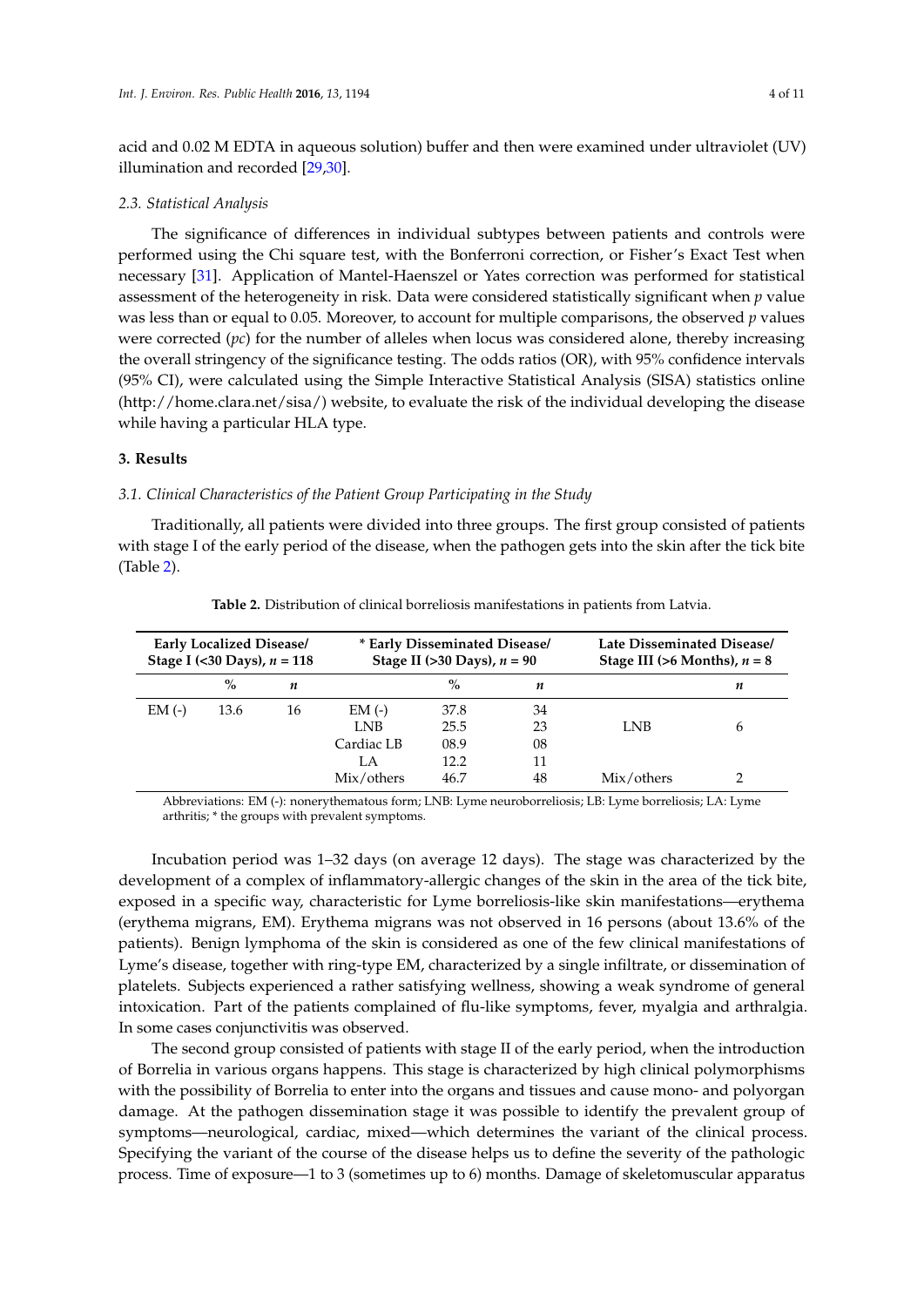acid and 0.02 M EDTA in aqueous solution) buffer and then were examined under ultraviolet (UV) illumination and recorded [29,30].

### 2.3. Statistical Analysis

The significance of differences in individual subtypes between patients and controls were performed using the Chi square test, with the Bonferroni correction, or Fisher's Exact Test when necessary [31]. Application of Mantel-Haenszel or Yates correction was performed for statistical assessment of the heterogeneity in risk. Data were considered statistically significant when $p$ value was less than or equal to 0.05. Moreover, to account for multiple comparisons, the observed $p$ values were corrected ($pc$) for the number of alleles when locus was considered alone, thereby increasing the overall stringency of the significance testing. The odds ratios (OR), with 95% confidence intervals (95% CI), were calculated using the Simple Interactive Statistical Analysis (SISA) statistics online (http://home.clara.net/sisa/) website, to evaluate the risk of the individual developing the disease while having a particular HLA type.

## 3. Results

### 3.1. Clinical Characteristics of the Patient Group Participating in the Study

Traditionally, all patients were divided into three groups. The first group consisted of patients with stage I of the early period of the disease, when the pathogen gets into the skin after the tick bite (Table 2).

**Table 2.** Distribution of clinical borreliosis manifestations in patients from Latvia.

| Early Localized Disease/ Stage I (<30 Days), *n* = 118 | | | * Early Disseminated Disease/ Stage II (>30 Days), *n* = 90 | | | Late Disseminated Disease/ Stage III (>6 Months), *n* = 8 | |
|---|---|---|---|---|---|---|---|
| | % | *n* | | % | *n* | | *n* |
| EM (-) | 13.6 | 16 | EM (-) | 37.8 | 34 | | |
| | | | LNB | 25.5 | 23 | LNB | 6 |
| | | | Cardiac LB | 08.9 | 08 | | |
| | | | LA | 12.2 | 11 | | |
| | | | Mix/others | 46.7 | 48 | Mix/others | 2 |

Abbreviations: EM (-): nonerythematous form; LNB: Lyme neuroborreliosis; LB: Lyme borreliosis; LA: Lyme arthritis; * the groups with prevalent symptoms.

Incubation period was 1–32 days (on average 12 days). The stage was characterized by the development of a complex of inflammatory-allergic changes of the skin in the area of the tick bite, exposed in a specific way, characteristic for Lyme borreliosis-like skin manifestations—erythema (erythema migrans, EM). Erythema migrans was not observed in 16 persons (about 13.6% of the patients). Benign lymphoma of the skin is considered as one of the few clinical manifestations of Lyme's disease, together with ring-type EM, characterized by a single infiltrate, or dissemination of platelets. Subjects experienced a rather satisfying wellness, showing a weak syndrome of general intoxication. Part of the patients complained of flu-like symptoms, fever, myalgia and arthralgia. In some cases conjunctivitis was observed.

The second group consisted of patients with stage II of the early period, when the introduction of Borrelia in various organs happens. This stage is characterized by high clinical polymorphisms with the possibility of Borrelia to enter into the organs and tissues and cause mono- and polyorgan damage. At the pathogen dissemination stage it was possible to identify the prevalent group of symptoms—neurological, cardiac, mixed—which determines the variant of the clinical process. Specifying the variant of the course of the disease helps us to define the severity of the pathologic process. Time of exposure—1 to 3 (sometimes up to 6) months. Damage of skeletomuscular apparatus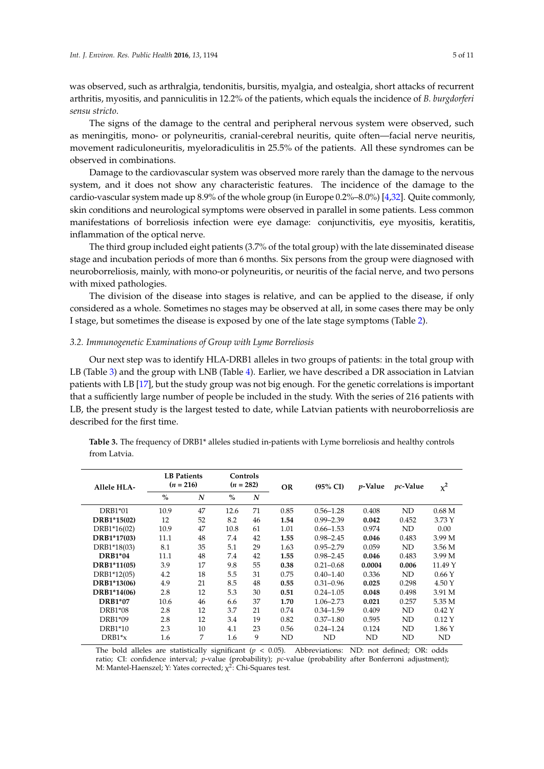was observed, such as arthralgia, tendonitis, bursitis, myalgia, and ostealgia, short attacks of recurrent arthritis, myositis, and panniculitis in 12.2% of the patients, which equals the incidence of *B. burgdorferi sensu stricto*.

The signs of the damage to the central and peripheral nervous system were observed, such as meningitis, mono- or polyneuritis, cranial-cerebral neuritis, quite often—facial nerve neuritis, movement radiculoneuritis, myeloradiculitis in 25.5% of the patients. All these syndromes can be observed in combinations.

Damage to the cardiovascular system was observed more rarely than the damage to the nervous system, and it does not show any characteristic features. The incidence of the damage to the cardio-vascular system made up 8.9% of the whole group (in Europe 0.2%–8.0%) [4,32]. Quite commonly, skin conditions and neurological symptoms were observed in parallel in some patients. Less common manifestations of borreliosis infection were eye damage: conjunctivitis, eye myositis, keratitis, inflammation of the optical nerve.

The third group included eight patients (3.7% of the total group) with the late disseminated disease stage and incubation periods of more than 6 months. Six persons from the group were diagnosed with neuroborreliosis, mainly, with mono-or polyneuritis, or neuritis of the facial nerve, and two persons with mixed pathologies.

The division of the disease into stages is relative, and can be applied to the disease, if only considered as a whole. Sometimes no stages may be observed at all, in some cases there may be only I stage, but sometimes the disease is exposed by one of the late stage symptoms (Table 2).

### 3.2. Immunogenetic Examinations of Group with Lyme Borreliosis

Our next step was to identify HLA-DRB1 alleles in two groups of patients: in the total group with LB (Table 3) and the group with LNB (Table 4). Earlier, we have described a DR association in Latvian patients with LB [17], but the study group was not big enough. For the genetic correlations is important that a sufficiently large number of people be included in the study. With the series of 216 patients with LB, the present study is the largest tested to date, while Latvian patients with neuroborreliosis are described for the first time.

**Table 3.** The frequency of DRB1* alleles studied in-patients with Lyme borreliosis and healthy controls from Latvia.

| Allele HLA- | LB Patients ($n$ = 216) | | Controls ($n$ = 282) | | OR | (95% CI) | $p$-Value | $pc$-Value | $\chi^2$ |
|---|---|---|---|---|---|---|---|---|---|
| | % | N | % | N | | | | | |
| DRB1*01 | 10.9 | 47 | 12.6 | 71 | 0.85 | 0.56–1.28 | 0.408 | ND | 0.68 M |
| **DRB1*15(02)** | 12 | 52 | 8.2 | 46 | **1.54** | 0.99–2.39 | **0.042** | 0.452 | 3.73 Y |
| DRB1*16(02) | 10.9 | 47 | 10.8 | 61 | 1.01 | 0.66–1.53 | 0.974 | ND | 0.00 |
| **DRB1*17(03)** | 11.1 | 48 | 7.4 | 42 | **1.55** | 0.98–2.45 | **0.046** | 0.483 | 3.99 M |
| DRB1*18(03) | 8.1 | 35 | 5.1 | 29 | 1.63 | 0.95–2.79 | 0.059 | ND | 3.56 M |
| **DRB1*04** | 11.1 | 48 | 7.4 | 42 | **1.55** | 0.98–2.45 | **0.046** | 0.483 | 3.99 M |
| **DRB1*11(05)** | 3.9 | 17 | 9.8 | 55 | **0.38** | 0.21–0.68 | **0.0004** | **0.006** | 11.49 Y |
| DRB1*12(05) | 4.2 | 18 | 5.5 | 31 | 0.75 | 0.40–1.40 | 0.336 | ND | 0.66 Y |
| **DRB1*13(06)** | 4.9 | 21 | 8.5 | 48 | **0.55** | 0.31–0.96 | **0.025** | 0.298 | 4.50 Y |
| **DRB1*14(06)** | 2.8 | 12 | 5.3 | 30 | **0.51** | 0.24–1.05 | **0.048** | 0.498 | 3.91 M |
| **DRB1*07** | 10.6 | 46 | 6.6 | 37 | **1.70** | 1.06–2.73 | **0.021** | 0.257 | 5.35 M |
| DRB1*08 | 2.8 | 12 | 3.7 | 21 | 0.74 | 0.34–1.59 | 0.409 | ND | 0.42 Y |
| DRB1*09 | 2.8 | 12 | 3.4 | 19 | 0.82 | 0.37–1.80 | 0.595 | ND | 0.12 Y |
| DRB1*10 | 2.3 | 10 | 4.1 | 23 | 0.56 | 0.24–1.24 | 0.124 | ND | 1.86 Y |
| DRB1*x | 1.6 | 7 | 1.6 | 9 | ND | ND | ND | ND | ND |

The bold alleles are statistically significant ($p < 0.05$). Abbreviations: ND: not defined; OR: odds ratio; CI: confidence interval; $p$-value (probability); $pc$-value (probability after Bonferroni adjustment); M: Mantel-Haenszel; Y: Yates corrected; $\chi^2$: Chi-Squares test.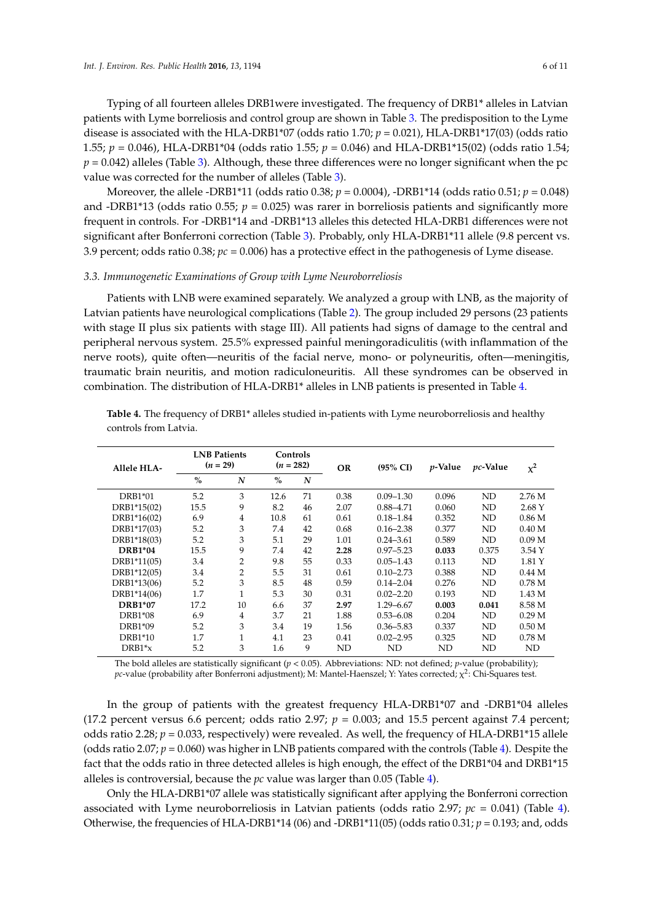Typing of all fourteen alleles DRB1were investigated. The frequency of DRB1* alleles in Latvian patients with Lyme borreliosis and control group are shown in Table 3. The predisposition to the Lyme disease is associated with the HLA-DRB1*07 (odds ratio 1.70; $p = 0.021$), HLA-DRB1*17(03) (odds ratio 1.55; $p = 0.046$), HLA-DRB1*04 (odds ratio 1.55; $p = 0.046$) and HLA-DRB1*15(02) (odds ratio 1.54; $p = 0.042$) alleles (Table 3). Although, these three differences were no longer significant when the pc value was corrected for the number of alleles (Table 3).

Moreover, the allele -DRB1*11 (odds ratio 0.38; $p = 0.0004$), -DRB1*14 (odds ratio 0.51; $p = 0.048$) and -DRB1*13 (odds ratio 0.55; $p = 0.025$) was rarer in borreliosis patients and significantly more frequent in controls. For -DRB1*14 and -DRB1*13 alleles this detected HLA-DRB1 differences were not significant after Bonferroni correction (Table 3). Probably, only HLA-DRB1*11 allele (9.8 percent vs. 3.9 percent; odds ratio 0.38; $pc = 0.006$) has a protective effect in the pathogenesis of Lyme disease.

### 3.3. Immunogenetic Examinations of Group with Lyme Neuroborreliosis

Patients with LNB were examined separately. We analyzed a group with LNB, as the majority of Latvian patients have neurological complications (Table 2). The group included 29 persons (23 patients with stage II plus six patients with stage III). All patients had signs of damage to the central and peripheral nervous system. 25.5% expressed painful meningoradiculitis (with inflammation of the nerve roots), quite often—neuritis of the facial nerve, mono- or polyneuritis, often—meningitis, traumatic brain neuritis, and motion radiculoneuritis. All these syndromes can be observed in combination. The distribution of HLA-DRB1* alleles in LNB patients is presented in Table 4.

**Table 4.** The frequency of DRB1* alleles studied in-patients with Lyme neuroborreliosis and healthy controls from Latvia.

| Allele HLA- | LNB Patients ($n = 29$) | | Controls ($n = 282$) | | OR | (95% CI) | *p*-Value | *pc*-Value | $\chi^2$ |
|---|---|---|---|---|---|---|---|---|---|
| | % | *N* | % | *N* | | | | | |
| DRB1*01 | 5.2 | 3 | 12.6 | 71 | 0.38 | 0.09–1.30 | 0.096 | ND | 2.76 M |
| DRB1*15(02) | 15.5 | 9 | 8.2 | 46 | 2.07 | 0.88–4.71 | 0.060 | ND | 2.68 Y |
| DRB1*16(02) | 6.9 | 4 | 10.8 | 61 | 0.61 | 0.18–1.84 | 0.352 | ND | 0.86 M |
| DRB1*17(03) | 5.2 | 3 | 7.4 | 42 | 0.68 | 0.16–2.38 | 0.377 | ND | 0.40 M |
| DRB1*18(03) | 5.2 | 3 | 5.1 | 29 | 1.01 | 0.24–3.61 | 0.589 | ND | 0.09 M |
| **DRB1*04** | 15.5 | 9 | 7.4 | 42 | **2.28** | 0.97–5.23 | **0.033** | 0.375 | 3.54 Y |
| DRB1*11(05) | 3.4 | 2 | 9.8 | 55 | 0.33 | 0.05–1.43 | 0.113 | ND | 1.81 Y |
| DRB1*12(05) | 3.4 | 2 | 5.5 | 31 | 0.61 | 0.10–2.73 | 0.388 | ND | 0.44 M |
| DRB1*13(06) | 5.2 | 3 | 8.5 | 48 | 0.59 | 0.14–2.04 | 0.276 | ND | 0.78 M |
| DRB1*14(06) | 1.7 | 1 | 5.3 | 30 | 0.31 | 0.02–2.20 | 0.193 | ND | 1.43 M |
| **DRB1*07** | 17.2 | 10 | 6.6 | 37 | **2.97** | 1.29–6.67 | **0.003** | **0.041** | 8.58 M |
| DRB1*08 | 6.9 | 4 | 3.7 | 21 | 1.88 | 0.53–6.08 | 0.204 | ND | 0.29 M |
| DRB1*09 | 5.2 | 3 | 3.4 | 19 | 1.56 | 0.36–5.83 | 0.337 | ND | 0.50 M |
| DRB1*10 | 1.7 | 1 | 4.1 | 23 | 0.41 | 0.02–2.95 | 0.325 | ND | 0.78 M |
| DRB1*x | 5.2 | 3 | 1.6 | 9 | ND | ND | ND | ND | ND |

The bold alleles are statistically significant ($p < 0.05$). Abbreviations: ND: not defined; *p*-value (probability); *pc*-value (probability after Bonferroni adjustment); M: Mantel-Haenszel; Y: Yates corrected; $\chi^2$: Chi-Squares test.

In the group of patients with the greatest frequency HLA-DRB1*07 and -DRB1*04 alleles (17.2 percent versus 6.6 percent; odds ratio 2.97; $p = 0.003$; and 15.5 percent against 7.4 percent; odds ratio 2.28; $p = 0.033$, respectively) were revealed. As well, the frequency of HLA-DRB1*15 allele (odds ratio 2.07; $p = 0.060$) was higher in LNB patients compared with the controls (Table 4). Despite the fact that the odds ratio in three detected alleles is high enough, the effect of the DRB1*04 and DRB1*15 alleles is controversial, because the *pc* value was larger than 0.05 (Table 4).

Only the HLA-DRB1*07 allele was statistically significant after applying the Bonferroni correction associated with Lyme neuroborreliosis in Latvian patients (odds ratio 2.97; $pc = 0.041$) (Table 4). Otherwise, the frequencies of HLA-DRB1*14 (06) and -DRB1*11(05) (odds ratio 0.31; $p = 0.193$; and, odds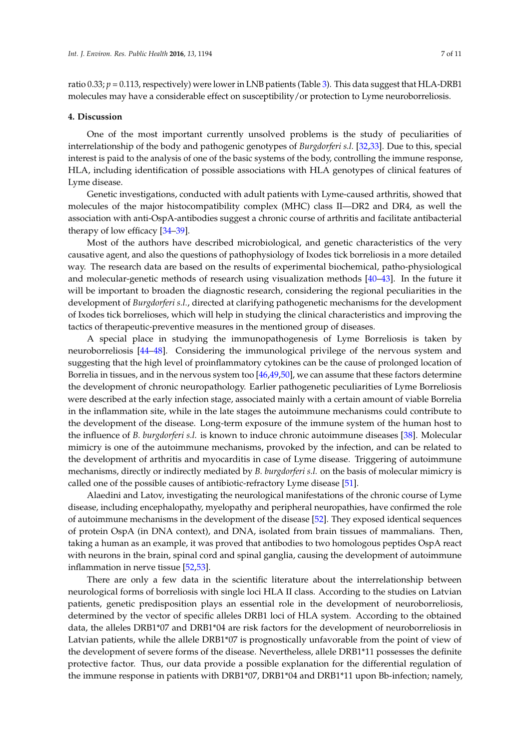ratio 0.33; $p = 0.113$, respectively) were lower in LNB patients (Table 3). This data suggest that HLA-DRB1 molecules may have a considerable effect on susceptibility/or protection to Lyme neuroborreliosis.

## 4. Discussion

One of the most important currently unsolved problems is the study of peculiarities of interrelationship of the body and pathogenic genotypes of *Burgdorferi s.l.* [32,33]. Due to this, special interest is paid to the analysis of one of the basic systems of the body, controlling the immune response, HLA, including identification of possible associations with HLA genotypes of clinical features of Lyme disease.

Genetic investigations, conducted with adult patients with Lyme-caused arthritis, showed that molecules of the major histocompatibility complex (MHC) class II—DR2 and DR4, as well the association with anti-OspA-antibodies suggest a chronic course of arthritis and facilitate antibacterial therapy of low efficacy [34–39].

Most of the authors have described microbiological, and genetic characteristics of the very causative agent, and also the questions of pathophysiology of Ixodes tick borreliosis in a more detailed way. The research data are based on the results of experimental biochemical, patho-physiological and molecular-genetic methods of research using visualization methods [40–43]. In the future it will be important to broaden the diagnostic research, considering the regional peculiarities in the development of *Burgdorferi s.l.*, directed at clarifying pathogenetic mechanisms for the development of Ixodes tick borrelioses, which will help in studying the clinical characteristics and improving the tactics of therapeutic-preventive measures in the mentioned group of diseases.

A special place in studying the immunopathogenesis of Lyme Borreliosis is taken by neuroborreliosis [44–48]. Considering the immunological privilege of the nervous system and suggesting that the high level of proinflammatory cytokines can be the cause of prolonged location of Borrelia in tissues, and in the nervous system too [46,49,50], we can assume that these factors determine the development of chronic neuropathology. Earlier pathogenetic peculiarities of Lyme Borreliosis were described at the early infection stage, associated mainly with a certain amount of viable Borrelia in the inflammation site, while in the late stages the autoimmune mechanisms could contribute to the development of the disease. Long-term exposure of the immune system of the human host to the influence of *B. burgdorferi s.l.* is known to induce chronic autoimmune diseases [38]. Molecular mimicry is one of the autoimmune mechanisms, provoked by the infection, and can be related to the development of arthritis and myocarditis in case of Lyme disease. Triggering of autoimmune mechanisms, directly or indirectly mediated by *B. burgdorferi s.l.* on the basis of molecular mimicry is called one of the possible causes of antibiotic-refractory Lyme disease [51].

Alaedini and Latov, investigating the neurological manifestations of the chronic course of Lyme disease, including encephalopathy, myelopathy and peripheral neuropathies, have confirmed the role of autoimmune mechanisms in the development of the disease [52]. They exposed identical sequences of protein OspA (in DNA context), and DNA, isolated from brain tissues of mammalians. Then, taking a human as an example, it was proved that antibodies to two homologous peptides OspA react with neurons in the brain, spinal cord and spinal ganglia, causing the development of autoimmune inflammation in nerve tissue [52,53].

There are only a few data in the scientific literature about the interrelationship between neurological forms of borreliosis with single loci HLA II class. According to the studies on Latvian patients, genetic predisposition plays an essential role in the development of neuroborreliosis, determined by the vector of specific alleles DRB1 loci of HLA system. According to the obtained data, the alleles DRB1*07 and DRB1*04 are risk factors for the development of neuroborreliosis in Latvian patients, while the allele DRB1*07 is prognostically unfavorable from the point of view of the development of severe forms of the disease. Nevertheless, allele DRB1*11 possesses the definite protective factor. Thus, our data provide a possible explanation for the differential regulation of the immune response in patients with DRB1*07, DRB1*04 and DRB1*11 upon Bb-infection; namely,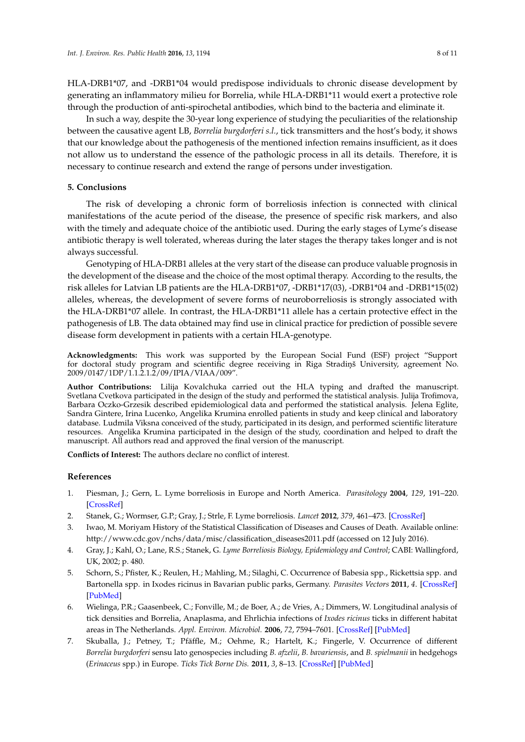HLA-DRB1*07, and -DRB1*04 would predispose individuals to chronic disease development by generating an inflammatory milieu for Borrelia, while HLA-DRB1*11 would exert a protective role through the production of anti-spirochetal antibodies, which bind to the bacteria and eliminate it.

In such a way, despite the 30-year long experience of studying the peculiarities of the relationship between the causative agent LB, *Borrelia burgdorferi s.l.*, tick transmitters and the host's body, it shows that our knowledge about the pathogenesis of the mentioned infection remains insufficient, as it does not allow us to understand the essence of the pathologic process in all its details. Therefore, it is necessary to continue research and extend the range of persons under investigation.

## 5. Conclusions

The risk of developing a chronic form of borreliosis infection is connected with clinical manifestations of the acute period of the disease, the presence of specific risk markers, and also with the timely and adequate choice of the antibiotic used. During the early stages of Lyme's disease antibiotic therapy is well tolerated, whereas during the later stages the therapy takes longer and is not always successful.

Genotyping of HLA-DRB1 alleles at the very start of the disease can produce valuable prognosis in the development of the disease and the choice of the most optimal therapy. According to the results, the risk alleles for Latvian LB patients are the HLA-DRB1*07, -DRB1*17(03), -DRB1*04 and -DRB1*15(02) alleles, whereas, the development of severe forms of neuroborreliosis is strongly associated with the HLA-DRB1*07 allele. In contrast, the HLA-DRB1*11 allele has a certain protective effect in the pathogenesis of LB. The data obtained may find use in clinical practice for prediction of possible severe disease form development in patients with a certain HLA-genotype.

**Acknowledgments:** This work was supported by the European Social Fund (ESF) project "Support for doctoral study program and scientific degree receiving in Riga Stradiņš University, agreement No. 2009/0147/1DP/1.1.2.1.2/09/IPIA/VIAA/009".

**Author Contributions:** Lilija Kovalchuka carried out the HLA typing and drafted the manuscript. Svetlana Cvetkova participated in the design of the study and performed the statistical analysis. Julija Trofimova, Barbara Oczko-Grzesik described epidemiological data and performed the statistical analysis. Jelena Eglite, Sandra Gintere, Irina Lucenko, Angelika Krumina enrolled patients in study and keep clinical and laboratory database. Ludmila Viksna conceived of the study, participated in its design, and performed scientific literature resources. Angelika Krumina participated in the design of the study, coordination and helped to draft the manuscript. All authors read and approved the final version of the manuscript.

**Conflicts of Interest:** The authors declare no conflict of interest.

## References

1. Piesman, J.; Gern, L. Lyme borreliosis in Europe and North America. *Parasitology* **2004**, *129*, 191–220. [CrossRef]
2. Stanek, G.; Wormser, G.P.; Gray, J.; Strle, F. Lyme borreliosis. *Lancet* **2012**, *379*, 461–473. [CrossRef]
3. Iwao, M. Moriyam History of the Statistical Classification of Diseases and Causes of Death. Available online: http://www.cdc.gov/nchs/data/misc/classification_diseases2011.pdf (accessed on 12 July 2016).
4. Gray, J.; Kahl, O.; Lane, R.S.; Stanek, G. *Lyme Borreliosis Biology, Epidemiology and Control*; CABI: Wallingford, UK, 2002; p. 480.
5. Schorn, S.; Pfister, K.; Reulen, H.; Mahling, M.; Silaghi, C. Occurrence of Babesia spp., Rickettsia spp. and Bartonella spp. in Ixodes ricinus in Bavarian public parks, Germany. *Parasites Vectors* **2011**, *4*. [CrossRef] [PubMed]
6. Wielinga, P.R.; Gaasenbeek, C.; Fonville, M.; de Boer, A.; de Vries, A.; Dimmers, W. Longitudinal analysis of tick densities and Borrelia, Anaplasma, and Ehrlichia infections of *Ixodes ricinus* ticks in different habitat areas in The Netherlands. *Appl. Environ. Microbiol.* **2006**, *72*, 7594–7601. [CrossRef] [PubMed]
7. Skuballa, J.; Petney, T.; Pfäffle, M.; Oehme, R.; Hartelt, K.; Fingerle, V. Occurrence of different *Borrelia burgdorferi* sensu lato genospecies including *B. afzelii*, *B. bavariensis*, and *B. spielmanii* in hedgehogs (*Erinaceus* spp.) in Europe. *Ticks Tick Borne Dis.* **2011**, *3*, 8–13. [CrossRef] [PubMed]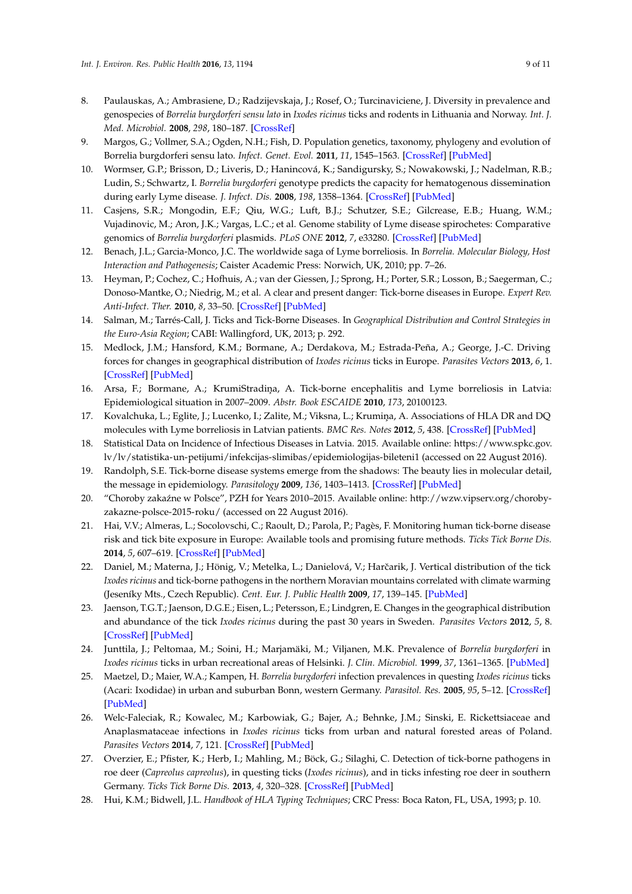8. Paulauskas, A.; Ambrasiene, D.; Radzijevskaja, J.; Rosef, O.; Turcinaviciene, J. Diversity in prevalence and genospecies of *Borrelia burgdorferi sensu lato* in *Ixodes ricinus* ticks and rodents in Lithuania and Norway. *Int. J. Med. Microbiol.* **2008**, *298*, 180–187. [CrossRef]
9. Margos, G.; Vollmer, S.A.; Ogden, N.H.; Fish, D. Population genetics, taxonomy, phylogeny and evolution of Borrelia burgdorferi sensu lato. *Infect. Genet. Evol.* **2011**, *11*, 1545–1563. [CrossRef] [PubMed]
10. Wormser, G.P.; Brisson, D.; Liveris, D.; Hanincová, K.; Sandigursky, S.; Nowakowski, J.; Nadelman, R.B.; Ludin, S.; Schwartz, I. *Borrelia burgdorferi* genotype predicts the capacity for hematogenous dissemination during early Lyme disease. *J. Infect. Dis.* **2008**, *198*, 1358–1364. [CrossRef] [PubMed]
11. Casjens, S.R.; Mongodin, E.F.; Qiu, W.G.; Luft, B.J.; Schutzer, S.E.; Gilcrease, E.B.; Huang, W.M.; Vujadinovic, M.; Aron, J.K.; Vargas, L.C.; et al. Genome stability of Lyme disease spirochetes: Comparative genomics of *Borrelia burgdorferi* plasmids. *PLoS ONE* **2012**, *7*, e33280. [CrossRef] [PubMed]
12. Benach, J.L.; Garcia-Monco, J.C. The worldwide saga of Lyme borreliosis. In *Borrelia. Molecular Biology, Host Interaction and Pathogenesis*; Caister Academic Press: Norwich, UK, 2010; pp. 7–26.
13. Heyman, P.; Cochez, C.; Hofhuis, A.; van der Giessen, J.; Sprong, H.; Porter, S.R.; Losson, B.; Saegerman, C.; Donoso-Mantke, O.; Niedrig, M.; et al. A clear and present danger: Tick-borne diseases in Europe. *Expert Rev. Anti-Infect. Ther.* **2010**, *8*, 33–50. [CrossRef] [PubMed]
14. Salman, M.; Tarrés-Call, J. Ticks and Tick-Borne Diseases. In *Geographical Distribution and Control Strategies in the Euro-Asia Region*; CABI: Wallingford, UK, 2013; p. 292.
15. Medlock, J.M.; Hansford, K.M.; Bormane, A.; Derdakova, M.; Estrada-Peña, A.; George, J.-C. Driving forces for changes in geographical distribution of *Ixodes ricinus* ticks in Europe. *Parasites Vectors* **2013**, *6*, 1. [CrossRef] [PubMed]
16. Arsa, F.; Bormane, A.; KrumiStradiņa, A. Tick-borne encephalitis and Lyme borreliosis in Latvia: Epidemiological situation in 2007–2009. *Abstr. Book ESCAIDE* **2010**, *173*, 20100123.
17. Kovalchuka, L.; Eglite, J.; Lucenko, I.; Zalite, M.; Viksna, L.; Krumiņa, A. Associations of HLA DR and DQ molecules with Lyme borreliosis in Latvian patients. *BMC Res. Notes* **2012**, *5*, 438. [CrossRef] [PubMed]
18. Statistical Data on Incidence of Infectious Diseases in Latvia. 2015. Available online: https://www.spkc.gov.lv/lv/statistika-un-petijumi/infekcijas-slimibas/epidemiologijas-bileteni1 (accessed on 22 August 2016).
19. Randolph, S.E. Tick-borne disease systems emerge from the shadows: The beauty lies in molecular detail, the message in epidemiology. *Parasitology* **2009**, *136*, 1403–1413. [CrossRef] [PubMed]
20. "Choroby zakaźne w Polsce", PZH for Years 2010–2015. Available online: http://wzw.vipserv.org/choroby-zakazne-polsce-2015-roku/ (accessed on 22 August 2016).
21. Hai, V.V.; Almeras, L.; Socolovschi, C.; Raoult, D.; Parola, P.; Pagès, F. Monitoring human tick-borne disease risk and tick bite exposure in Europe: Available tools and promising future methods. *Ticks Tick Borne Dis.* **2014**, *5*, 607–619. [CrossRef] [PubMed]
22. Daniel, M.; Materna, J.; Hönig, V.; Metelka, L.; Danielová, V.; Harčarik, J. Vertical distribution of the tick *Ixodes ricinus* and tick-borne pathogens in the northern Moravian mountains correlated with climate warming (Jeseníky Mts., Czech Republic). *Cent. Eur. J. Public Health* **2009**, *17*, 139–145. [PubMed]
23. Jaenson, T.G.T.; Jaenson, D.G.E.; Eisen, L.; Petersson, E.; Lindgren, E. Changes in the geographical distribution and abundance of the tick *Ixodes ricinus* during the past 30 years in Sweden. *Parasites Vectors* **2012**, *5*, 8. [CrossRef] [PubMed]
24. Junttila, J.; Peltomaa, M.; Soini, H.; Marjamäki, M.; Viljanen, M.K. Prevalence of *Borrelia burgdorferi* in *Ixodes ricinus* ticks in urban recreational areas of Helsinki. *J. Clin. Microbiol.* **1999**, *37*, 1361–1365. [PubMed]
25. Maetzel, D.; Maier, W.A.; Kampen, H. *Borrelia burgdorferi* infection prevalences in questing *Ixodes ricinus* ticks (Acari: Ixodidae) in urban and suburban Bonn, western Germany. *Parasitol. Res.* **2005**, *95*, 5–12. [CrossRef] [PubMed]
26. Welc-Faleciak, R.; Kowalec, M.; Karbowiak, G.; Bajer, A.; Behnke, J.M.; Sinski, E. Rickettsiaceae and Anaplasmataceae infections in *Ixodes ricinus* ticks from urban and natural forested areas of Poland. *Parasites Vectors* **2014**, *7*, 121. [CrossRef] [PubMed]
27. Overzier, E.; Pfister, K.; Herb, I.; Mahling, M.; Böck, G.; Silaghi, C. Detection of tick-borne pathogens in roe deer (*Capreolus capreolus*), in questing ticks (*Ixodes ricinus*), and in ticks infesting roe deer in southern Germany. *Ticks Tick Borne Dis.* **2013**, *4*, 320–328. [CrossRef] [PubMed]
28. Hui, K.M.; Bidwell, J.L. *Handbook of HLA Typing Techniques*; CRC Press: Boca Raton, FL, USA, 1993; p. 10.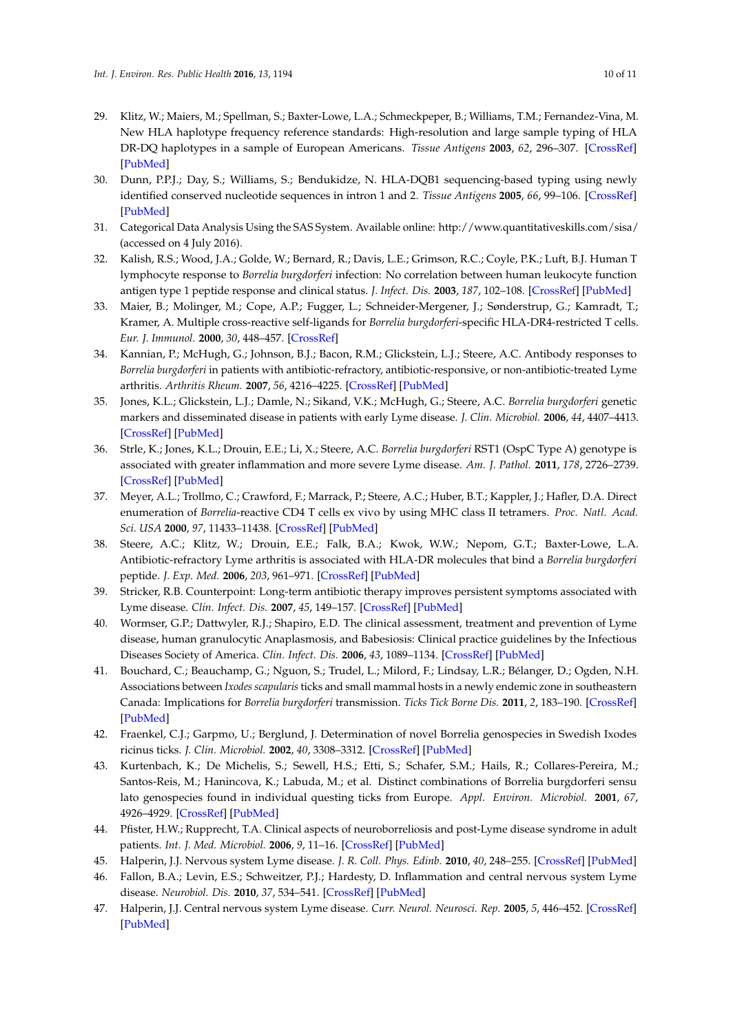29. Klitz, W.; Maiers, M.; Spellman, S.; Baxter-Lowe, L.A.; Schmeckpeper, B.; Williams, T.M.; Fernandez-Vina, M. New HLA haplotype frequency reference standards: High-resolution and large sample typing of HLA DR-DQ haplotypes in a sample of European Americans. *Tissue Antigens* **2003**, *62*, 296–307. [CrossRef] [PubMed]
30. Dunn, P.P.J.; Day, S.; Williams, S.; Bendukidze, N. HLA-DQB1 sequencing-based typing using newly identified conserved nucleotide sequences in intron 1 and 2. *Tissue Antigens* **2005**, *66*, 99–106. [CrossRef] [PubMed]
31. Categorical Data Analysis Using the SAS System. Available online: http://www.quantitativeskills.com/sisa/ (accessed on 4 July 2016).
32. Kalish, R.S.; Wood, J.A.; Golde, W.; Bernard, R.; Davis, L.E.; Grimson, R.C.; Coyle, P.K.; Luft, B.J. Human T lymphocyte response to *Borrelia burgdorferi* infection: No correlation between human leukocyte function antigen type 1 peptide response and clinical status. *J. Infect. Dis.* **2003**, *187*, 102–108. [CrossRef] [PubMed]
33. Maier, B.; Molinger, M.; Cope, A.P.; Fugger, L.; Schneider-Mergener, J.; Sønderstrup, G.; Kamradt, T.; Kramer, A. Multiple cross-reactive self-ligands for *Borrelia burgdorferi*-specific HLA-DR4-restricted T cells. *Eur. J. Immunol.* **2000**, *30*, 448–457. [CrossRef]
34. Kannian, P.; McHugh, G.; Johnson, B.J.; Bacon, R.M.; Glickstein, L.J.; Steere, A.C. Antibody responses to *Borrelia burgdorferi* in patients with antibiotic-refractory, antibiotic-responsive, or non-antibiotic-treated Lyme arthritis. *Arthritis Rheum.* **2007**, *56*, 4216–4225. [CrossRef] [PubMed]
35. Jones, K.L.; Glickstein, L.J.; Damle, N.; Sikand, V.K.; McHugh, G.; Steere, A.C. *Borrelia burgdorferi* genetic markers and disseminated disease in patients with early Lyme disease. *J. Clin. Microbiol.* **2006**, *44*, 4407–4413. [CrossRef] [PubMed]
36. Strle, K.; Jones, K.L.; Drouin, E.E.; Li, X.; Steere, A.C. *Borrelia burgdorferi* RST1 (OspC Type A) genotype is associated with greater inflammation and more severe Lyme disease. *Am. J. Pathol.* **2011**, *178*, 2726–2739. [CrossRef] [PubMed]
37. Meyer, A.L.; Trollmo, C.; Crawford, F.; Marrack, P.; Steere, A.C.; Huber, B.T.; Kappler, J.; Hafler, D.A. Direct enumeration of *Borrelia*-reactive CD4 T cells ex vivo by using MHC class II tetramers. *Proc. Natl. Acad. Sci. USA* **2000**, *97*, 11433–11438. [CrossRef] [PubMed]
38. Steere, A.C.; Klitz, W.; Drouin, E.E.; Falk, B.A.; Kwok, W.W.; Nepom, G.T.; Baxter-Lowe, L.A. Antibiotic-refractory Lyme arthritis is associated with HLA-DR molecules that bind a *Borrelia burgdorferi* peptide. *J. Exp. Med.* **2006**, *203*, 961–971. [CrossRef] [PubMed]
39. Stricker, R.B. Counterpoint: Long-term antibiotic therapy improves persistent symptoms associated with Lyme disease. *Clin. Infect. Dis.* **2007**, *45*, 149–157. [CrossRef] [PubMed]
40. Wormser, G.P.; Dattwyler, R.J.; Shapiro, E.D. The clinical assessment, treatment and prevention of Lyme disease, human granulocytic Anaplasmosis, and Babesiosis: Clinical practice guidelines by the Infectious Diseases Society of America. *Clin. Infect. Dis.* **2006**, *43*, 1089–1134. [CrossRef] [PubMed]
41. Bouchard, C.; Beauchamp, G.; Nguon, S.; Trudel, L.; Milord, F.; Lindsay, L.R.; Bélanger, D.; Ogden, N.H. Associations between *Ixodes scapularis* ticks and small mammal hosts in a newly endemic zone in southeastern Canada: Implications for *Borrelia burgdorferi* transmission. *Ticks Tick Borne Dis.* **2011**, *2*, 183–190. [CrossRef] [PubMed]
42. Fraenkel, C.J.; Garpmo, U.; Berglund, J. Determination of novel Borrelia genospecies in Swedish Ixodes ricinus ticks. *J. Clin. Microbiol.* **2002**, *40*, 3308–3312. [CrossRef] [PubMed]
43. Kurtenbach, K.; De Michelis, S.; Sewell, H.S.; Etti, S.; Schafer, S.M.; Hails, R.; Collares-Pereira, M.; Santos-Reis, M.; Hanincova, K.; Labuda, M.; et al. Distinct combinations of Borrelia burgdorferi sensu lato genospecies found in individual questing ticks from Europe. *Appl. Environ. Microbiol.* **2001**, *67*, 4926–4929. [CrossRef] [PubMed]
44. Pfister, H.W.; Rupprecht, T.A. Clinical aspects of neuroborreliosis and post-Lyme disease syndrome in adult patients. *Int. J. Med. Microbiol.* **2006**, *9*, 11–16. [CrossRef] [PubMed]
45. Halperin, J.J. Nervous system Lyme disease. *J. R. Coll. Phys. Edinb.* **2010**, *40*, 248–255. [CrossRef] [PubMed]
46. Fallon, B.A.; Levin, E.S.; Schweitzer, P.J.; Hardesty, D. Inflammation and central nervous system Lyme disease. *Neurobiol. Dis.* **2010**, *37*, 534–541. [CrossRef] [PubMed]
47. Halperin, J.J. Central nervous system Lyme disease. *Curr. Neurol. Neurosci. Rep.* **2005**, *5*, 446–452. [CrossRef] [PubMed]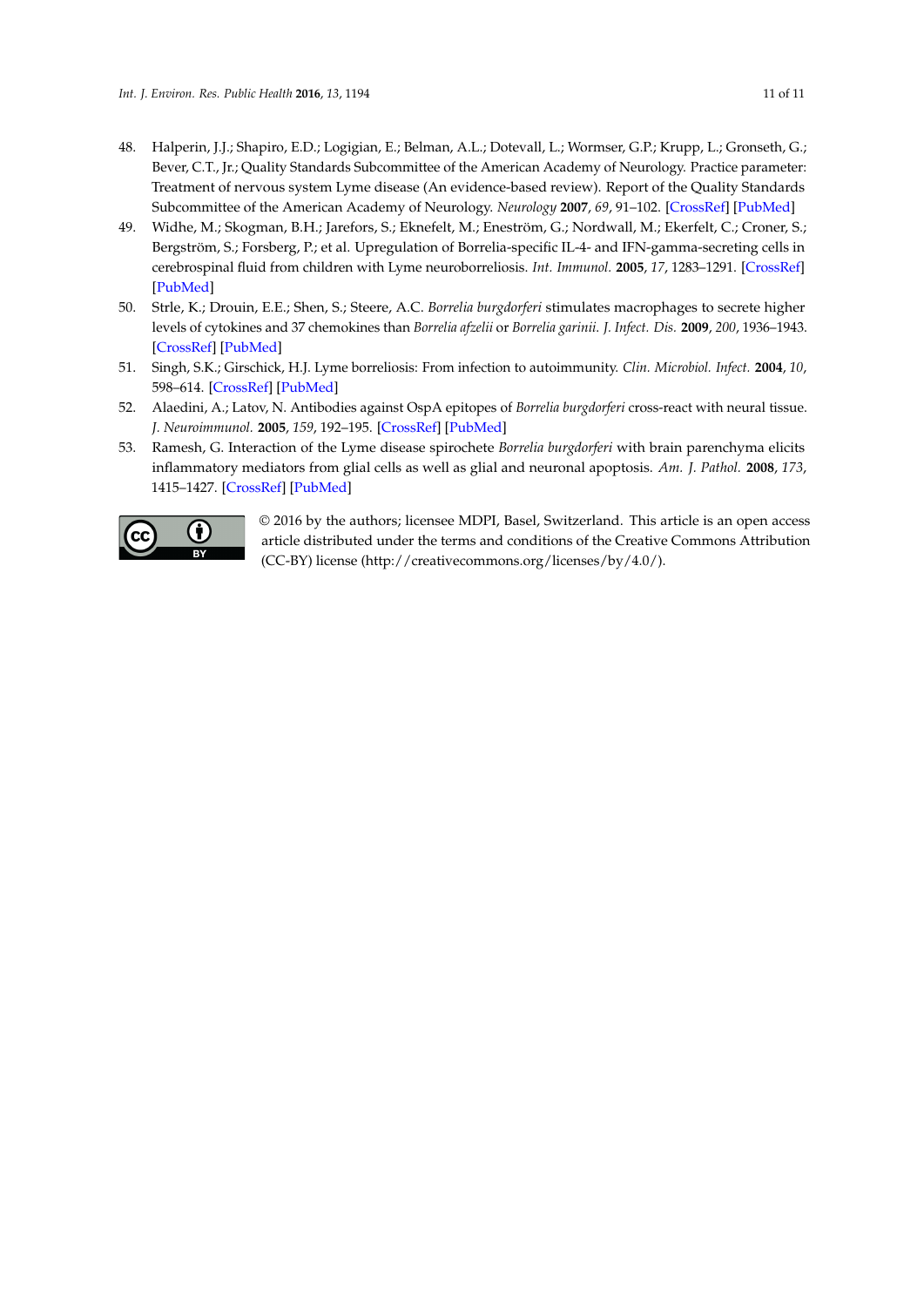48. Halperin, J.J.; Shapiro, E.D.; Logigian, E.; Belman, A.L.; Dotevall, L.; Wormser, G.P.; Krupp, L.; Gronseth, G.; Bever, C.T., Jr.; Quality Standards Subcommittee of the American Academy of Neurology. Practice parameter: Treatment of nervous system Lyme disease (An evidence-based review). Report of the Quality Standards Subcommittee of the American Academy of Neurology. *Neurology* **2007**, *69*, 91–102. [CrossRef] [PubMed]
49. Widhe, M.; Skogman, B.H.; Jarefors, S.; Eknefelt, M.; Eneström, G.; Nordwall, M.; Ekerfelt, C.; Croner, S.; Bergström, S.; Forsberg, P.; et al. Upregulation of Borrelia-specific IL-4- and IFN-gamma-secreting cells in cerebrospinal fluid from children with Lyme neuroborreliosis. *Int. Immunol.* **2005**, *17*, 1283–1291. [CrossRef] [PubMed]
50. Strle, K.; Drouin, E.E.; Shen, S.; Steere, A.C. *Borrelia burgdorferi* stimulates macrophages to secrete higher levels of cytokines and 37 chemokines than *Borrelia afzelii* or *Borrelia garinii*. *J. Infect. Dis.* **2009**, *200*, 1936–1943. [CrossRef] [PubMed]
51. Singh, S.K.; Girschick, H.J. Lyme borreliosis: From infection to autoimmunity. *Clin. Microbiol. Infect.* **2004**, *10*, 598–614. [CrossRef] [PubMed]
52. Alaedini, A.; Latov, N. Antibodies against OspA epitopes of *Borrelia burgdorferi* cross-react with neural tissue. *J. Neuroimmunol.* **2005**, *159*, 192–195. [CrossRef] [PubMed]
53. Ramesh, G. Interaction of the Lyme disease spirochete *Borrelia burgdorferi* with brain parenchyma elicits inflammatory mediators from glial cells as well as glial and neuronal apoptosis. *Am. J. Pathol.* **2008**, *173*, 1415–1427. [CrossRef] [PubMed]

© 2016 by the authors; licensee MDPI, Basel, Switzerland. This article is an open access article distributed under the terms and conditions of the Creative Commons Attribution (CC-BY) license (http://creativecommons.org/licenses/by/4.0/).